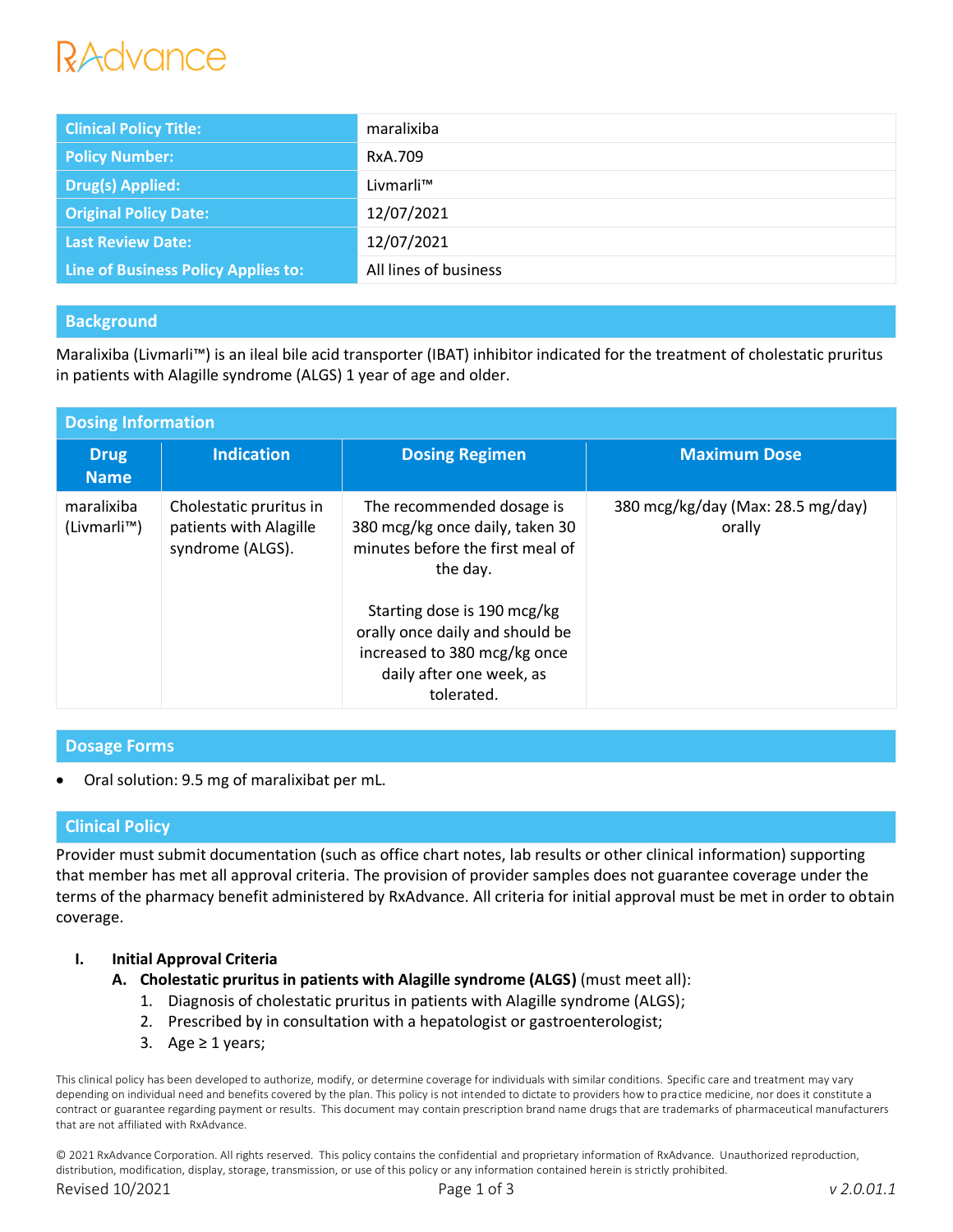RxAdvance

| Clinical Policy Title: | maralixiba |
|---|---|
| Policy Number: | RxA.709 |
| Drug(s) Applied: | Livmarli™ |
| Original Policy Date: | 12/07/2021 |
| Last Review Date: | 12/07/2021 |
| Line of Business Policy Applies to: | All lines of business |

## Background

Maralixiba (Livmarli™) is an ileal bile acid transporter (IBAT) inhibitor indicated for the treatment of cholestatic pruritus in patients with Alagille syndrome (ALGS) 1 year of age and older.

## Dosing Information

| Drug Name | Indication | Dosing Regimen | Maximum Dose |
|---|---|---|---|
| maralixiba (Livmarli™) | Cholestatic pruritus in patients with Alagille syndrome (ALGS). | The recommended dosage is 380 mcg/kg once daily, taken 30 minutes before the first meal of the day.<br><br>Starting dose is 190 mcg/kg orally once daily and should be increased to 380 mcg/kg once daily after one week, as tolerated. | 380 mcg/kg/day (Max: 28.5 mg/day) orally |

## Dosage Forms

- Oral solution: 9.5 mg of maralixibat per mL.

## Clinical Policy

Provider must submit documentation (such as office chart notes, lab results or other clinical information) supporting that member has met all approval criteria. The provision of provider samples does not guarantee coverage under the terms of the pharmacy benefit administered by RxAdvance. All criteria for initial approval must be met in order to obtain coverage.

**I. Initial Approval Criteria**

**A. Cholestatic pruritus in patients with Alagille syndrome (ALGS)** (must meet all):

1. Diagnosis of cholestatic pruritus in patients with Alagille syndrome (ALGS);
2. Prescribed by in consultation with a hepatologist or gastroenterologist;
3. Age ≥ 1 years;

This clinical policy has been developed to authorize, modify, or determine coverage for individuals with similar conditions. Specific care and treatment may vary depending on individual need and benefits covered by the plan. This policy is not intended to dictate to providers how to practice medicine, nor does it constitute a contract or guarantee regarding payment or results. This document may contain prescription brand name drugs that are trademarks of pharmaceutical manufacturers that are not affiliated with RxAdvance.

© 2021 RxAdvance Corporation. All rights reserved. This policy contains the confidential and proprietary information of RxAdvance. Unauthorized reproduction, distribution, modification, display, storage, transmission, or use of this policy or any information contained herein is strictly prohibited.

Revised 10/2021 — v 2.0.01.1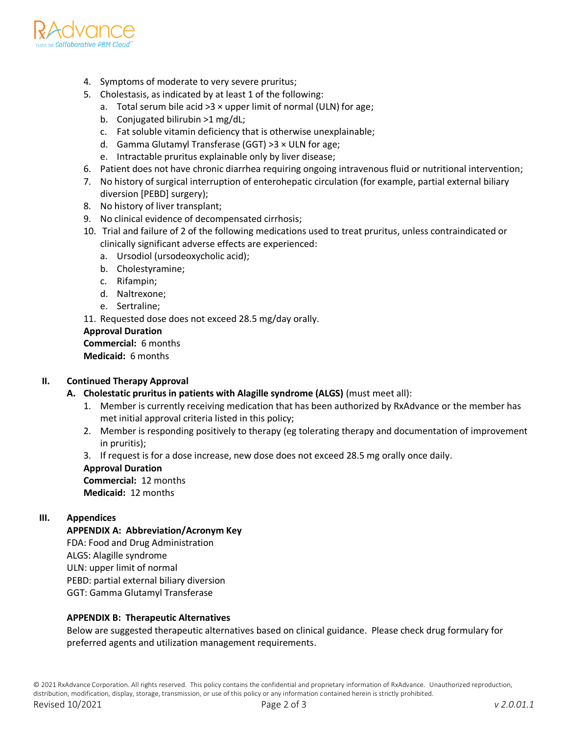4. Symptoms of moderate to very severe pruritus;
5. Cholestasis, as indicated by at least 1 of the following:
   a. Total serum bile acid >3 × upper limit of normal (ULN) for age;
   b. Conjugated bilirubin >1 mg/dL;
   c. Fat soluble vitamin deficiency that is otherwise unexplainable;
   d. Gamma Glutamyl Transferase (GGT) >3 × ULN for age;
   e. Intractable pruritus explainable only by liver disease;
6. Patient does not have chronic diarrhea requiring ongoing intravenous fluid or nutritional intervention;
7. No history of surgical interruption of enterohepatic circulation (for example, partial external biliary diversion [PEBD] surgery);
8. No history of liver transplant;
9. No clinical evidence of decompensated cirrhosis;
10. Trial and failure of 2 of the following medications used to treat pruritus, unless contraindicated or clinically significant adverse effects are experienced:
    a. Ursodiol (ursodeoxycholic acid);
    b. Cholestyramine;
    c. Rifampin;
    d. Naltrexone;
    e. Sertraline;
11. Requested dose does not exceed 28.5 mg/day orally.

**Approval Duration**
**Commercial:** 6 months
**Medicaid:** 6 months

## II. Continued Therapy Approval

**A. Cholestatic pruritus in patients with Alagille syndrome (ALGS)** (must meet all):

1. Member is currently receiving medication that has been authorized by RxAdvance or the member has met initial approval criteria listed in this policy;
2. Member is responding positively to therapy (eg tolerating therapy and documentation of improvement in pruritis);
3. If request is for a dose increase, new dose does not exceed 28.5 mg orally once daily.

**Approval Duration**
**Commercial:** 12 months
**Medicaid:** 12 months

## III. Appendices

### APPENDIX A: Abbreviation/Acronym Key

FDA: Food and Drug Administration
ALGS: Alagille syndrome
ULN: upper limit of normal
PEBD: partial external biliary diversion
GGT: Gamma Glutamyl Transferase

### APPENDIX B: Therapeutic Alternatives

Below are suggested therapeutic alternatives based on clinical guidance. Please check drug formulary for preferred agents and utilization management requirements.

© 2021 RxAdvance Corporation. All rights reserved. This policy contains the confidential and proprietary information of RxAdvance. Unauthorized reproduction, distribution, modification, display, storage, transmission, or use of this policy or any information contained herein is strictly prohibited.
Revised 10/2021 v 2.0.01.1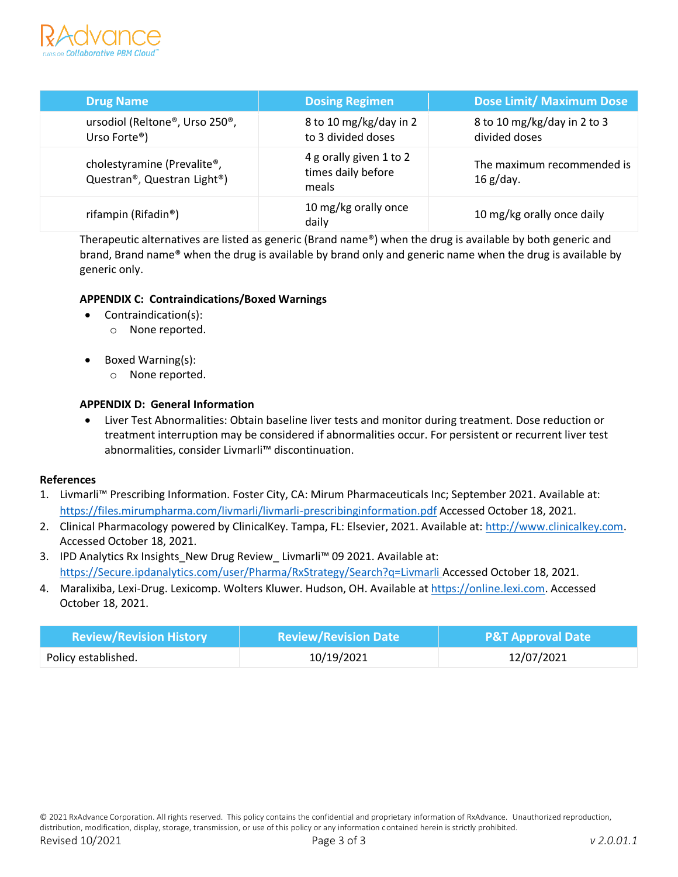| Drug Name | Dosing Regimen | Dose Limit/ Maximum Dose |
| --- | --- | --- |
| ursodiol (Reltone®, Urso 250®, Urso Forte®) | 8 to 10 mg/kg/day in 2 to 3 divided doses | 8 to 10 mg/kg/day in 2 to 3 divided doses |
| cholestyramine (Prevalite®, Questran®, Questran Light®) | 4 g orally given 1 to 2 times daily before meals | The maximum recommended is 16 g/day. |
| rifampin (Rifadin®) | 10 mg/kg orally once daily | 10 mg/kg orally once daily |

Therapeutic alternatives are listed as generic (Brand name®) when the drug is available by both generic and brand, Brand name® when the drug is available by brand only and generic name when the drug is available by generic only.

**APPENDIX C: Contraindications/Boxed Warnings**

- Contraindication(s):
  - None reported.
- Boxed Warning(s):
  - None reported.

**APPENDIX D: General Information**

- Liver Test Abnormalities: Obtain baseline liver tests and monitor during treatment. Dose reduction or treatment interruption may be considered if abnormalities occur. For persistent or recurrent liver test abnormalities, consider Livmarli™ discontinuation.

**References**

1. Livmarli™ Prescribing Information. Foster City, CA: Mirum Pharmaceuticals Inc; September 2021. Available at: https://files.mirumpharma.com/livmarli/livmarli-prescribinginformation.pdf Accessed October 18, 2021.
2. Clinical Pharmacology powered by ClinicalKey. Tampa, FL: Elsevier, 2021. Available at: http://www.clinicalkey.com. Accessed October 18, 2021.
3. IPD Analytics Rx Insights_New Drug Review_ Livmarli™ 09 2021. Available at: https://Secure.ipdanalytics.com/user/Pharma/RxStrategy/Search?q=Livmarli Accessed October 18, 2021.
4. Maralixiba, Lexi-Drug. Lexicomp. Wolters Kluwer. Hudson, OH. Available at https://online.lexi.com. Accessed October 18, 2021.

| Review/Revision History | Review/Revision Date | P&T Approval Date |
| --- | --- | --- |
| Policy established. | 10/19/2021 | 12/07/2021 |